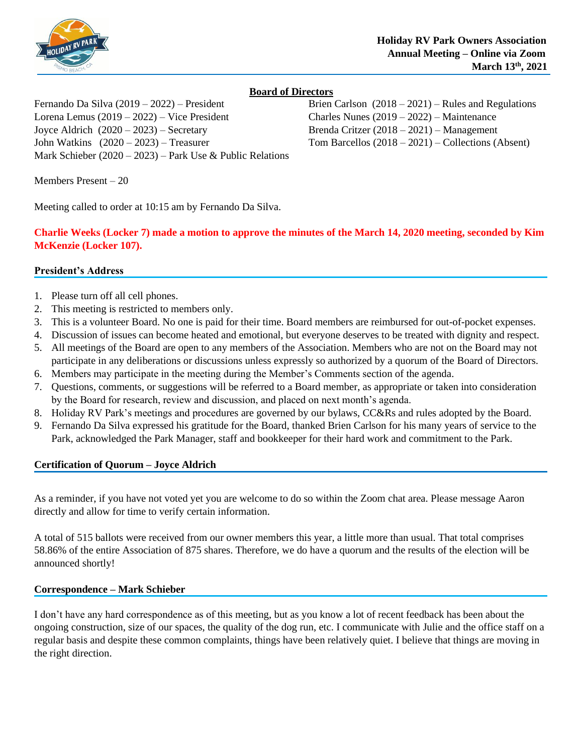**Holiday RV Park Owners Association**
**Annual Meeting – Online via Zoom**
**March 13th, 2021**

## Board of Directors

Fernando Da Silva (2019 – 2022) – President
Lorena Lemus (2019 – 2022) – Vice President
Joyce Aldrich (2020 – 2023) – Secretary
John Watkins (2020 – 2023) – Treasurer
Mark Schieber (2020 – 2023) – Park Use & Public Relations
Brien Carlson (2018 – 2021) – Rules and Regulations
Charles Nunes (2019 – 2022) – Maintenance
Brenda Critzer (2018 – 2021) – Management
Tom Barcellos (2018 – 2021) – Collections (Absent)

Members Present – 20

Meeting called to order at 10:15 am by Fernando Da Silva.

**Charlie Weeks (Locker 7) made a motion to approve the minutes of the March 14, 2020 meeting, seconded by Kim McKenzie (Locker 107).**

### President's Address

1. Please turn off all cell phones.
2. This meeting is restricted to members only.
3. This is a volunteer Board. No one is paid for their time. Board members are reimbursed for out-of-pocket expenses.
4. Discussion of issues can become heated and emotional, but everyone deserves to be treated with dignity and respect.
5. All meetings of the Board are open to any members of the Association. Members who are not on the Board may not participate in any deliberations or discussions unless expressly so authorized by a quorum of the Board of Directors.
6. Members may participate in the meeting during the Member's Comments section of the agenda.
7. Questions, comments, or suggestions will be referred to a Board member, as appropriate or taken into consideration by the Board for research, review and discussion, and placed on next month's agenda.
8. Holiday RV Park's meetings and procedures are governed by our bylaws, CC&Rs and rules adopted by the Board.
9. Fernando Da Silva expressed his gratitude for the Board, thanked Brien Carlson for his many years of service to the Park, acknowledged the Park Manager, staff and bookkeeper for their hard work and commitment to the Park.

### Certification of Quorum – Joyce Aldrich

As a reminder, if you have not voted yet you are welcome to do so within the Zoom chat area. Please message Aaron directly and allow for time to verify certain information.

A total of 515 ballots were received from our owner members this year, a little more than usual. That total comprises 58.86% of the entire Association of 875 shares. Therefore, we do have a quorum and the results of the election will be announced shortly!

### Correspondence – Mark Schieber

I don't have any hard correspondence as of this meeting, but as you know a lot of recent feedback has been about the ongoing construction, size of our spaces, the quality of the dog run, etc. I communicate with Julie and the office staff on a regular basis and despite these common complaints, things have been relatively quiet. I believe that things are moving in the right direction.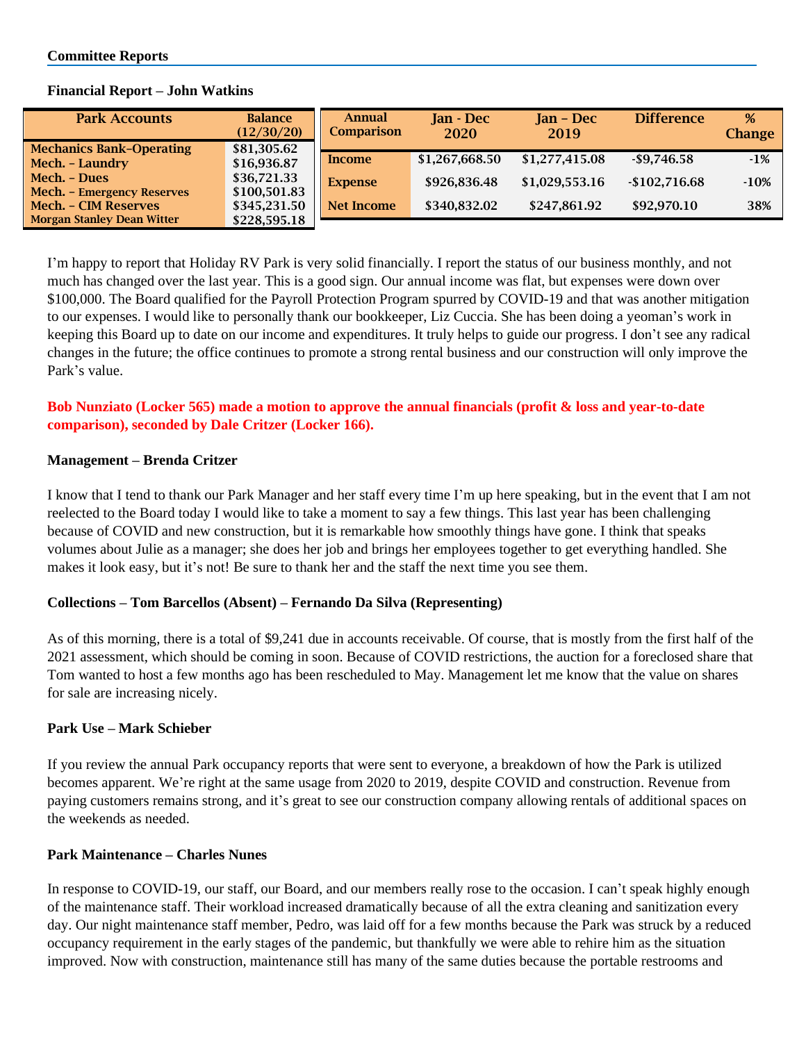## Committee Reports

### Financial Report – John Watkins

| Park Accounts | Balance (12/30/20) |
|---|---|
| Mechanics Bank–Operating | $81,305.62 |
| Mech. – Laundry | $16,936.87 |
| Mech. – Dues | $36,721.33 |
| Mech. – Emergency Reserves | $100,501.83 |
| Mech. – CIM Reserves | $345,231.50 |
| Morgan Stanley Dean Witter | $228,595.18 |

| Annual Comparison | Jan - Dec 2020 | Jan – Dec 2019 | Difference | % Change |
|---|---|---|---|---|
| Income | $1,267,668.50 | $1,277,415.08 | -$9,746.58 | -1% |
| Expense | $926,836.48 | $1,029,553.16 | -$102,716.68 | -10% |
| Net Income | $340,832.02 | $247,861.92 | $92,970.10 | 38% |

I'm happy to report that Holiday RV Park is very solid financially. I report the status of our business monthly, and not much has changed over the last year. This is a good sign. Our annual income was flat, but expenses were down over $100,000. The Board qualified for the Payroll Protection Program spurred by COVID-19 and that was another mitigation to our expenses. I would like to personally thank our bookkeeper, Liz Cuccia. She has been doing a yeoman's work in keeping this Board up to date on our income and expenditures. It truly helps to guide our progress. I don't see any radical changes in the future; the office continues to promote a strong rental business and our construction will only improve the Park's value.

**Bob Nunziato (Locker 565) made a motion to approve the annual financials (profit & loss and year-to-date comparison), seconded by Dale Critzer (Locker 166).**

### Management – Brenda Critzer

I know that I tend to thank our Park Manager and her staff every time I'm up here speaking, but in the event that I am not reelected to the Board today I would like to take a moment to say a few things. This last year has been challenging because of COVID and new construction, but it is remarkable how smoothly things have gone. I think that speaks volumes about Julie as a manager; she does her job and brings her employees together to get everything handled. She makes it look easy, but it's not! Be sure to thank her and the staff the next time you see them.

### Collections – Tom Barcellos (Absent) – Fernando Da Silva (Representing)

As of this morning, there is a total of $9,241 due in accounts receivable. Of course, that is mostly from the first half of the 2021 assessment, which should be coming in soon. Because of COVID restrictions, the auction for a foreclosed share that Tom wanted to host a few months ago has been rescheduled to May. Management let me know that the value on shares for sale are increasing nicely.

### Park Use – Mark Schieber

If you review the annual Park occupancy reports that were sent to everyone, a breakdown of how the Park is utilized becomes apparent. We're right at the same usage from 2020 to 2019, despite COVID and construction. Revenue from paying customers remains strong, and it's great to see our construction company allowing rentals of additional spaces on the weekends as needed.

### Park Maintenance – Charles Nunes

In response to COVID-19, our staff, our Board, and our members really rose to the occasion. I can't speak highly enough of the maintenance staff. Their workload increased dramatically because of all the extra cleaning and sanitization every day. Our night maintenance staff member, Pedro, was laid off for a few months because the Park was struck by a reduced occupancy requirement in the early stages of the pandemic, but thankfully we were able to rehire him as the situation improved. Now with construction, maintenance still has many of the same duties because the portable restrooms and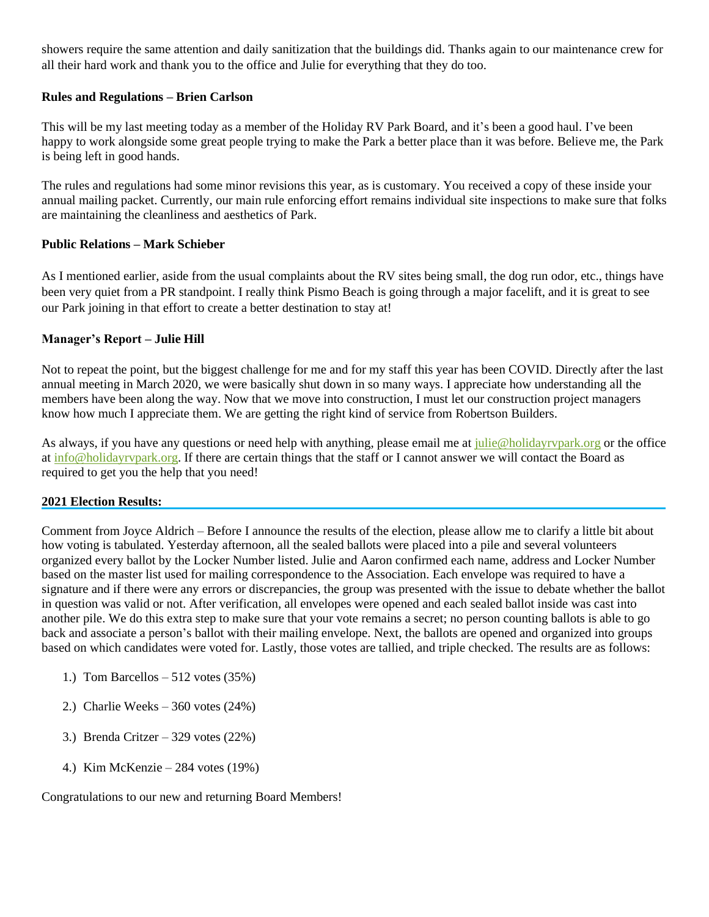showers require the same attention and daily sanitization that the buildings did. Thanks again to our maintenance crew for all their hard work and thank you to the office and Julie for everything that they do too.

**Rules and Regulations – Brien Carlson**

This will be my last meeting today as a member of the Holiday RV Park Board, and it's been a good haul. I've been happy to work alongside some great people trying to make the Park a better place than it was before. Believe me, the Park is being left in good hands.

The rules and regulations had some minor revisions this year, as is customary. You received a copy of these inside your annual mailing packet. Currently, our main rule enforcing effort remains individual site inspections to make sure that folks are maintaining the cleanliness and aesthetics of Park.

**Public Relations – Mark Schieber**

As I mentioned earlier, aside from the usual complaints about the RV sites being small, the dog run odor, etc., things have been very quiet from a PR standpoint. I really think Pismo Beach is going through a major facelift, and it is great to see our Park joining in that effort to create a better destination to stay at!

**Manager's Report – Julie Hill**

Not to repeat the point, but the biggest challenge for me and for my staff this year has been COVID. Directly after the last annual meeting in March 2020, we were basically shut down in so many ways. I appreciate how understanding all the members have been along the way. Now that we move into construction, I must let our construction project managers know how much I appreciate them. We are getting the right kind of service from Robertson Builders.

As always, if you have any questions or need help with anything, please email me at julie@holidayrvpark.org or the office at info@holidayrvpark.org. If there are certain things that the staff or I cannot answer we will contact the Board as required to get you the help that you need!

**2021 Election Results:**

Comment from Joyce Aldrich – Before I announce the results of the election, please allow me to clarify a little bit about how voting is tabulated. Yesterday afternoon, all the sealed ballots were placed into a pile and several volunteers organized every ballot by the Locker Number listed. Julie and Aaron confirmed each name, address and Locker Number based on the master list used for mailing correspondence to the Association. Each envelope was required to have a signature and if there were any errors or discrepancies, the group was presented with the issue to debate whether the ballot in question was valid or not. After verification, all envelopes were opened and each sealed ballot inside was cast into another pile. We do this extra step to make sure that your vote remains a secret; no person counting ballots is able to go back and associate a person's ballot with their mailing envelope. Next, the ballots are opened and organized into groups based on which candidates were voted for. Lastly, those votes are tallied, and triple checked. The results are as follows:

1.) Tom Barcellos – 512 votes (35%)

2.) Charlie Weeks – 360 votes (24%)

3.) Brenda Critzer – 329 votes (22%)

4.) Kim McKenzie – 284 votes (19%)

Congratulations to our new and returning Board Members!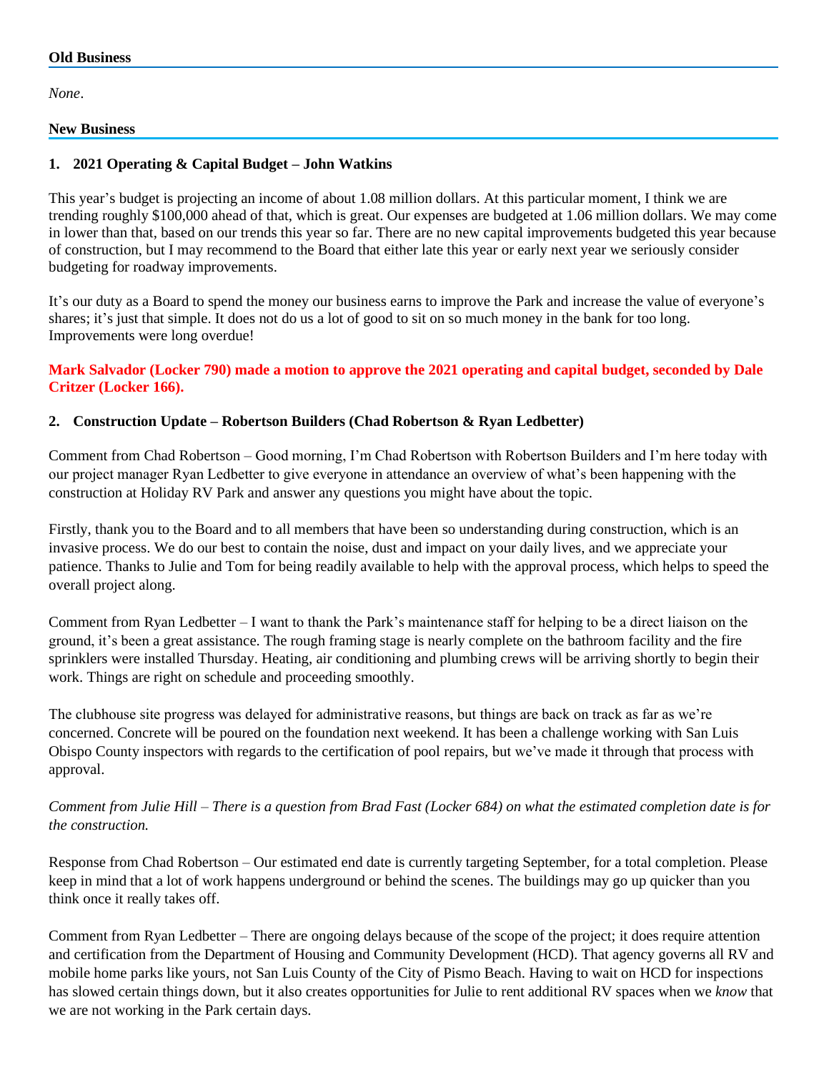## Old Business

*None*.

## New Business

### 1. 2021 Operating & Capital Budget – John Watkins

This year's budget is projecting an income of about 1.08 million dollars. At this particular moment, I think we are trending roughly $100,000 ahead of that, which is great. Our expenses are budgeted at 1.06 million dollars. We may come in lower than that, based on our trends this year so far. There are no new capital improvements budgeted this year because of construction, but I may recommend to the Board that either late this year or early next year we seriously consider budgeting for roadway improvements.

It's our duty as a Board to spend the money our business earns to improve the Park and increase the value of everyone's shares; it's just that simple. It does not do us a lot of good to sit on so much money in the bank for too long. Improvements were long overdue!

**Mark Salvador (Locker 790) made a motion to approve the 2021 operating and capital budget, seconded by Dale Critzer (Locker 166).**

### 2. Construction Update – Robertson Builders (Chad Robertson & Ryan Ledbetter)

Comment from Chad Robertson – Good morning, I'm Chad Robertson with Robertson Builders and I'm here today with our project manager Ryan Ledbetter to give everyone in attendance an overview of what's been happening with the construction at Holiday RV Park and answer any questions you might have about the topic.

Firstly, thank you to the Board and to all members that have been so understanding during construction, which is an invasive process. We do our best to contain the noise, dust and impact on your daily lives, and we appreciate your patience. Thanks to Julie and Tom for being readily available to help with the approval process, which helps to speed the overall project along.

Comment from Ryan Ledbetter – I want to thank the Park's maintenance staff for helping to be a direct liaison on the ground, it's been a great assistance. The rough framing stage is nearly complete on the bathroom facility and the fire sprinklers were installed Thursday. Heating, air conditioning and plumbing crews will be arriving shortly to begin their work. Things are right on schedule and proceeding smoothly.

The clubhouse site progress was delayed for administrative reasons, but things are back on track as far as we're concerned. Concrete will be poured on the foundation next weekend. It has been a challenge working with San Luis Obispo County inspectors with regards to the certification of pool repairs, but we've made it through that process with approval.

*Comment from Julie Hill – There is a question from Brad Fast (Locker 684) on what the estimated completion date is for the construction.*

Response from Chad Robertson – Our estimated end date is currently targeting September, for a total completion. Please keep in mind that a lot of work happens underground or behind the scenes. The buildings may go up quicker than you think once it really takes off.

Comment from Ryan Ledbetter – There are ongoing delays because of the scope of the project; it does require attention and certification from the Department of Housing and Community Development (HCD). That agency governs all RV and mobile home parks like yours, not San Luis County of the City of Pismo Beach. Having to wait on HCD for inspections has slowed certain things down, but it also creates opportunities for Julie to rent additional RV spaces when we *know* that we are not working in the Park certain days.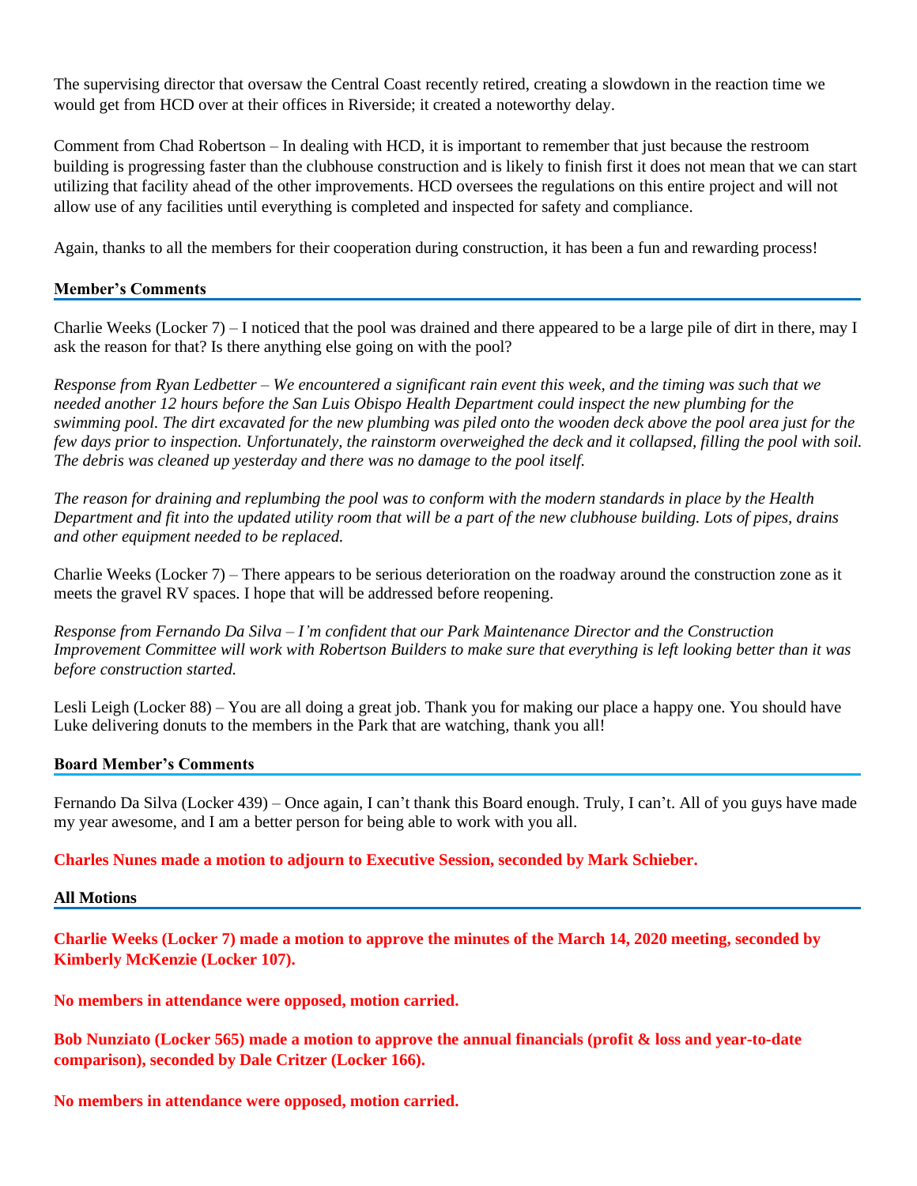The supervising director that oversaw the Central Coast recently retired, creating a slowdown in the reaction time we would get from HCD over at their offices in Riverside; it created a noteworthy delay.

Comment from Chad Robertson – In dealing with HCD, it is important to remember that just because the restroom building is progressing faster than the clubhouse construction and is likely to finish first it does not mean that we can start utilizing that facility ahead of the other improvements. HCD oversees the regulations on this entire project and will not allow use of any facilities until everything is completed and inspected for safety and compliance.

Again, thanks to all the members for their cooperation during construction, it has been a fun and rewarding process!

### Member's Comments

Charlie Weeks (Locker 7) – I noticed that the pool was drained and there appeared to be a large pile of dirt in there, may I ask the reason for that? Is there anything else going on with the pool?

*Response from Ryan Ledbetter – We encountered a significant rain event this week, and the timing was such that we needed another 12 hours before the San Luis Obispo Health Department could inspect the new plumbing for the swimming pool. The dirt excavated for the new plumbing was piled onto the wooden deck above the pool area just for the few days prior to inspection. Unfortunately, the rainstorm overweighed the deck and it collapsed, filling the pool with soil. The debris was cleaned up yesterday and there was no damage to the pool itself.*

*The reason for draining and replumbing the pool was to conform with the modern standards in place by the Health Department and fit into the updated utility room that will be a part of the new clubhouse building. Lots of pipes, drains and other equipment needed to be replaced.*

Charlie Weeks (Locker 7) – There appears to be serious deterioration on the roadway around the construction zone as it meets the gravel RV spaces. I hope that will be addressed before reopening.

*Response from Fernando Da Silva – I'm confident that our Park Maintenance Director and the Construction Improvement Committee will work with Robertson Builders to make sure that everything is left looking better than it was before construction started.*

Lesli Leigh (Locker 88) – You are all doing a great job. Thank you for making our place a happy one. You should have Luke delivering donuts to the members in the Park that are watching, thank you all!

### Board Member's Comments

Fernando Da Silva (Locker 439) – Once again, I can't thank this Board enough. Truly, I can't. All of you guys have made my year awesome, and I am a better person for being able to work with you all.

**Charles Nunes made a motion to adjourn to Executive Session, seconded by Mark Schieber.**

### All Motions

**Charlie Weeks (Locker 7) made a motion to approve the minutes of the March 14, 2020 meeting, seconded by Kimberly McKenzie (Locker 107).**

**No members in attendance were opposed, motion carried.**

**Bob Nunziato (Locker 565) made a motion to approve the annual financials (profit & loss and year-to-date comparison), seconded by Dale Critzer (Locker 166).**

**No members in attendance were opposed, motion carried.**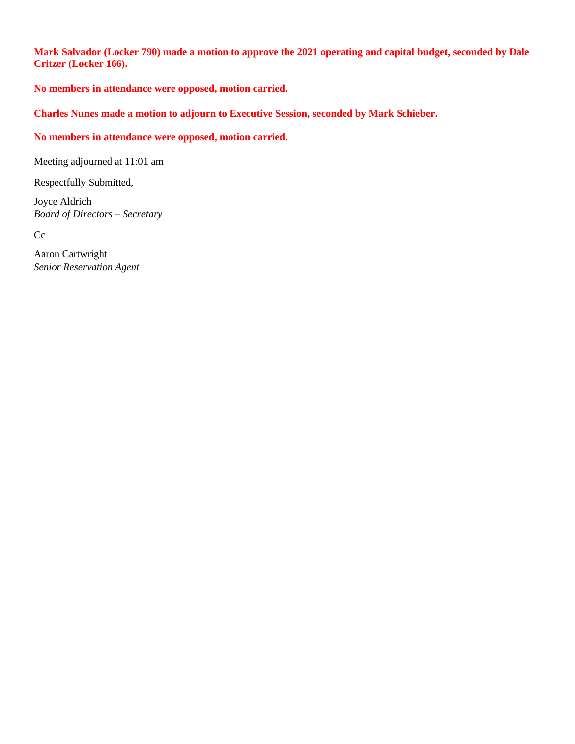**Mark Salvador (Locker 790) made a motion to approve the 2021 operating and capital budget, seconded by Dale Critzer (Locker 166).**

**No members in attendance were opposed, motion carried.**

**Charles Nunes made a motion to adjourn to Executive Session, seconded by Mark Schieber.**

**No members in attendance were opposed, motion carried.**

Meeting adjourned at 11:01 am

Respectfully Submitted,

Joyce Aldrich
*Board of Directors – Secretary*

Cc

Aaron Cartwright
*Senior Reservation Agent*